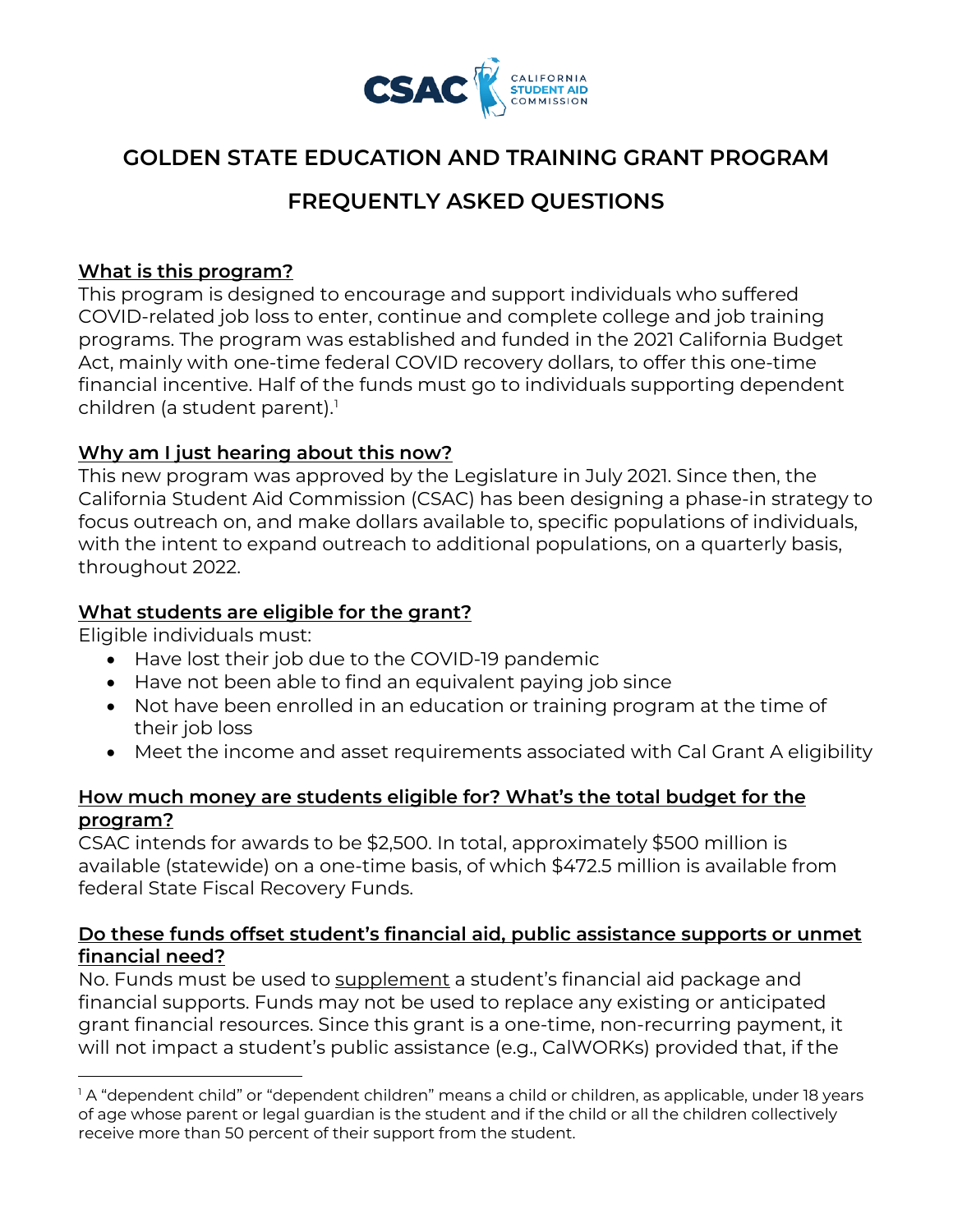# GOLDEN STATE EDUCATION AND TRAINING GRANT PROGRAM

# FREQUENTLY ASKED QUESTIONS

## What is this program?

This program is designed to encourage and support individuals who suffered COVID-related job loss to enter, continue and complete college and job training programs. The program was established and funded in the 2021 California Budget Act, mainly with one-time federal COVID recovery dollars, to offer this one-time financial incentive. Half of the funds must go to individuals supporting dependent children (a student parent).[1]

## Why am I just hearing about this now?

This new program was approved by the Legislature in July 2021. Since then, the California Student Aid Commission (CSAC) has been designing a phase-in strategy to focus outreach on, and make dollars available to, specific populations of individuals, with the intent to expand outreach to additional populations, on a quarterly basis, throughout 2022.

## What students are eligible for the grant?

Eligible individuals must:

- Have lost their job due to the COVID-19 pandemic
- Have not been able to find an equivalent paying job since
- Not have been enrolled in an education or training program at the time of their job loss
- Meet the income and asset requirements associated with Cal Grant A eligibility

## How much money are students eligible for? What's the total budget for the program?

CSAC intends for awards to be $2,500. In total, approximately $500 million is available (statewide) on a one-time basis, of which $472.5 million is available from federal State Fiscal Recovery Funds.

## Do these funds offset student's financial aid, public assistance supports or unmet financial need?

No. Funds must be used to supplement a student's financial aid package and financial supports. Funds may not be used to replace any existing or anticipated grant financial resources. Since this grant is a one-time, non-recurring payment, it will not impact a student's public assistance (e.g., CalWORKs) provided that, if the

[1] A "dependent child" or "dependent children" means a child or children, as applicable, under 18 years of age whose parent or legal guardian is the student and if the child or all the children collectively receive more than 50 percent of their support from the student.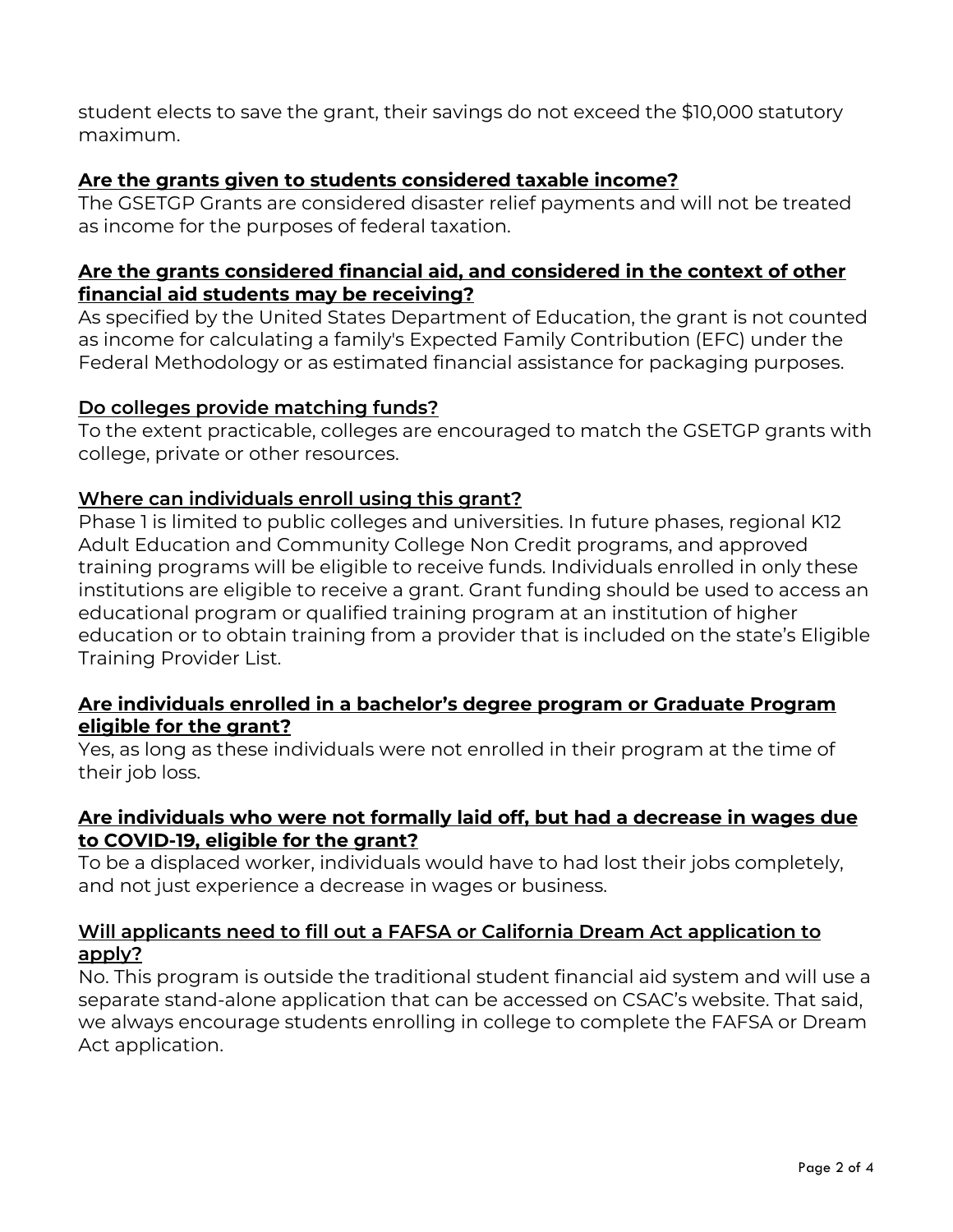student elects to save the grant, their savings do not exceed the $10,000 statutory maximum.

### Are the grants given to students considered taxable income?

The GSETGP Grants are considered disaster relief payments and will not be treated as income for the purposes of federal taxation.

### Are the grants considered financial aid, and considered in the context of other financial aid students may be receiving?

As specified by the United States Department of Education, the grant is not counted as income for calculating a family's Expected Family Contribution (EFC) under the Federal Methodology or as estimated financial assistance for packaging purposes.

### Do colleges provide matching funds?

To the extent practicable, colleges are encouraged to match the GSETGP grants with college, private or other resources.

### Where can individuals enroll using this grant?

Phase 1 is limited to public colleges and universities. In future phases, regional K12 Adult Education and Community College Non Credit programs, and approved training programs will be eligible to receive funds. Individuals enrolled in only these institutions are eligible to receive a grant. Grant funding should be used to access an educational program or qualified training program at an institution of higher education or to obtain training from a provider that is included on the state's Eligible Training Provider List.

### Are individuals enrolled in a bachelor's degree program or Graduate Program eligible for the grant?

Yes, as long as these individuals were not enrolled in their program at the time of their job loss.

### Are individuals who were not formally laid off, but had a decrease in wages due to COVID-19, eligible for the grant?

To be a displaced worker, individuals would have to had lost their jobs completely, and not just experience a decrease in wages or business.

### Will applicants need to fill out a FAFSA or California Dream Act application to apply?

No. This program is outside the traditional student financial aid system and will use a separate stand-alone application that can be accessed on CSAC's website. That said, we always encourage students enrolling in college to complete the FAFSA or Dream Act application.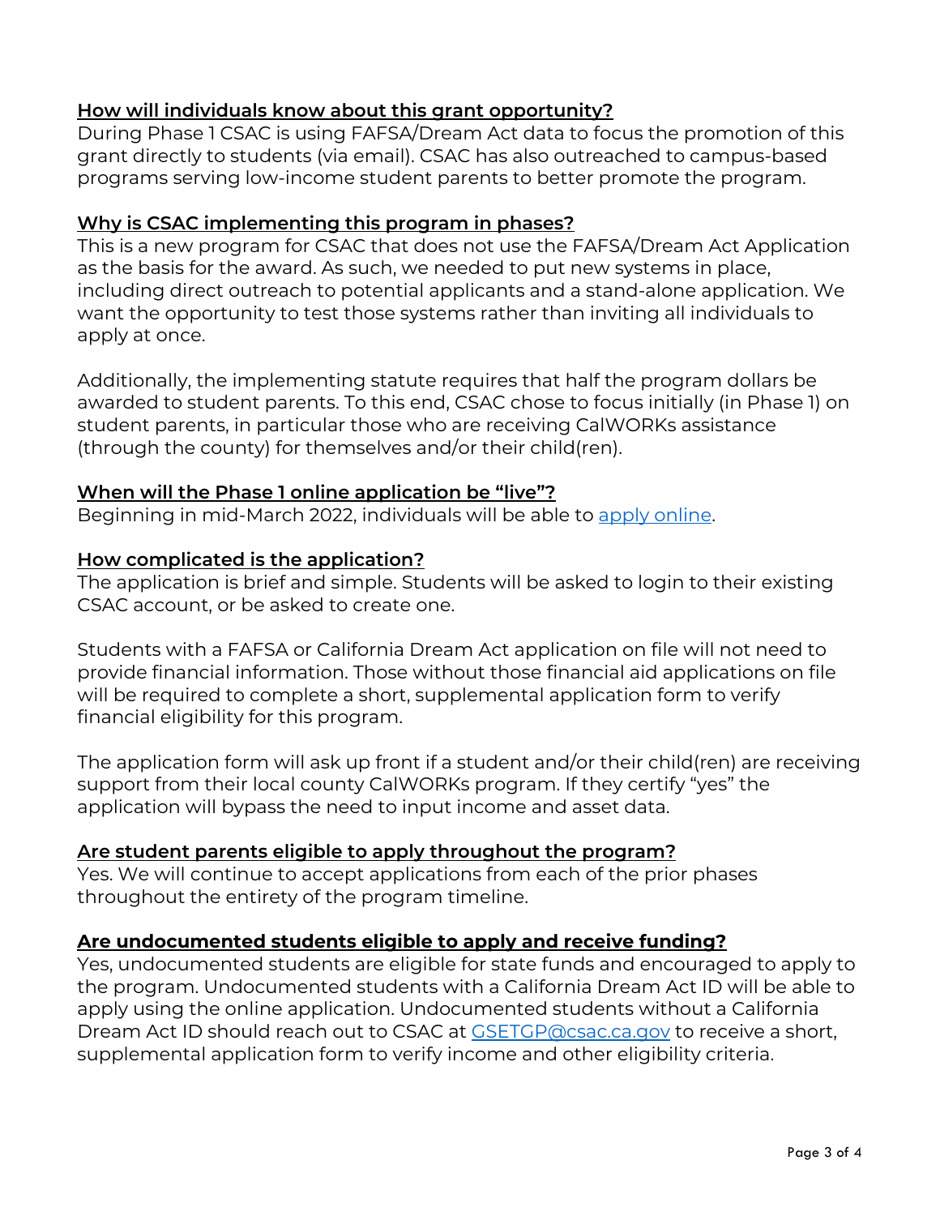**How will individuals know about this grant opportunity?**

During Phase 1 CSAC is using FAFSA/Dream Act data to focus the promotion of this grant directly to students (via email). CSAC has also outreached to campus-based programs serving low-income student parents to better promote the program.

**Why is CSAC implementing this program in phases?**

This is a new program for CSAC that does not use the FAFSA/Dream Act Application as the basis for the award. As such, we needed to put new systems in place, including direct outreach to potential applicants and a stand-alone application. We want the opportunity to test those systems rather than inviting all individuals to apply at once.

Additionally, the implementing statute requires that half the program dollars be awarded to student parents. To this end, CSAC chose to focus initially (in Phase 1) on student parents, in particular those who are receiving CalWORKs assistance (through the county) for themselves and/or their child(ren).

**When will the Phase 1 online application be "live"?**

Beginning in mid-March 2022, individuals will be able to [apply online](apply online).

**How complicated is the application?**

The application is brief and simple. Students will be asked to login to their existing CSAC account, or be asked to create one.

Students with a FAFSA or California Dream Act application on file will not need to provide financial information. Those without those financial aid applications on file will be required to complete a short, supplemental application form to verify financial eligibility for this program.

The application form will ask up front if a student and/or their child(ren) are receiving support from their local county CalWORKs program. If they certify "yes" the application will bypass the need to input income and asset data.

**Are student parents eligible to apply throughout the program?**

Yes. We will continue to accept applications from each of the prior phases throughout the entirety of the program timeline.

**Are undocumented students eligible to apply and receive funding?**

Yes, undocumented students are eligible for state funds and encouraged to apply to the program. Undocumented students with a California Dream Act ID will be able to apply using the online application. Undocumented students without a California Dream Act ID should reach out to CSAC at [GSETGP@csac.ca.gov](mailto:GSETGP@csac.ca.gov) to receive a short, supplemental application form to verify income and other eligibility criteria.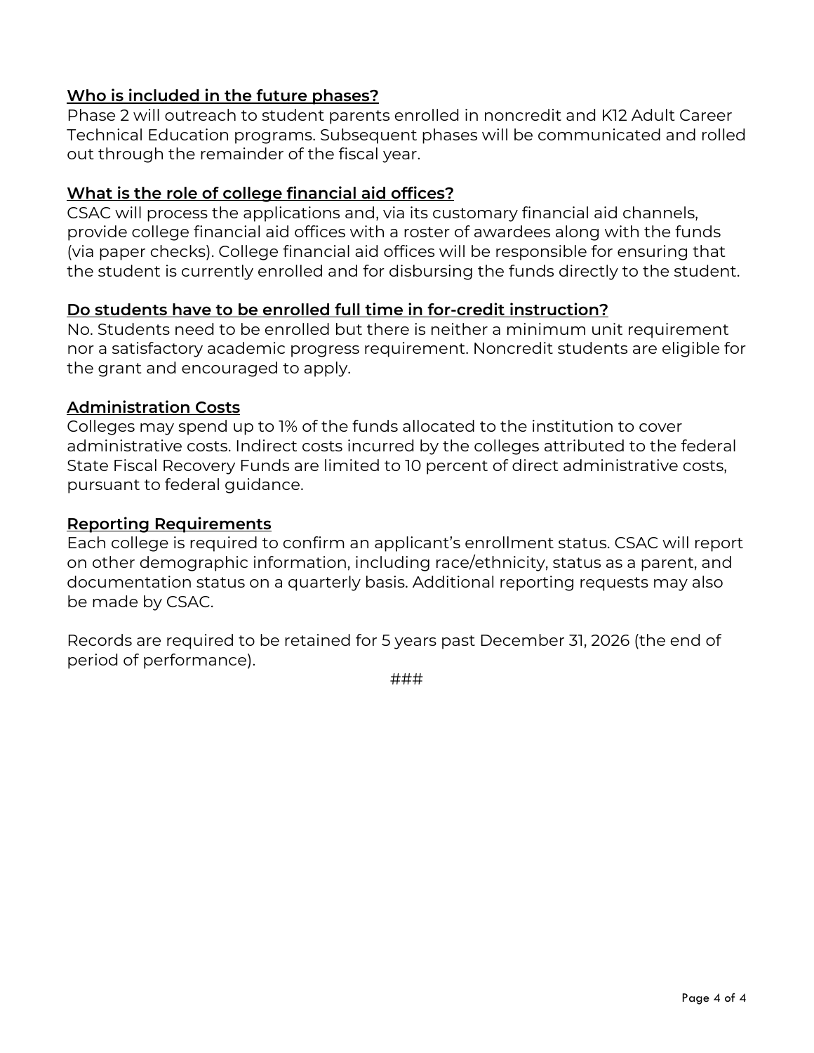**<u>Who is included in the future phases?</u>**

Phase 2 will outreach to student parents enrolled in noncredit and K12 Adult Career Technical Education programs. Subsequent phases will be communicated and rolled out through the remainder of the fiscal year.

**<u>What is the role of college financial aid offices?</u>**

CSAC will process the applications and, via its customary financial aid channels, provide college financial aid offices with a roster of awardees along with the funds (via paper checks). College financial aid offices will be responsible for ensuring that the student is currently enrolled and for disbursing the funds directly to the student.

**<u>Do students have to be enrolled full time in for-credit instruction?</u>**

No. Students need to be enrolled but there is neither a minimum unit requirement nor a satisfactory academic progress requirement. Noncredit students are eligible for the grant and encouraged to apply.

**<u>Administration Costs</u>**

Colleges may spend up to 1% of the funds allocated to the institution to cover administrative costs. Indirect costs incurred by the colleges attributed to the federal State Fiscal Recovery Funds are limited to 10 percent of direct administrative costs, pursuant to federal guidance.

**<u>Reporting Requirements</u>**

Each college is required to confirm an applicant's enrollment status. CSAC will report on other demographic information, including race/ethnicity, status as a parent, and documentation status on a quarterly basis. Additional reporting requests may also be made by CSAC.

Records are required to be retained for 5 years past December 31, 2026 (the end of period of performance).

###